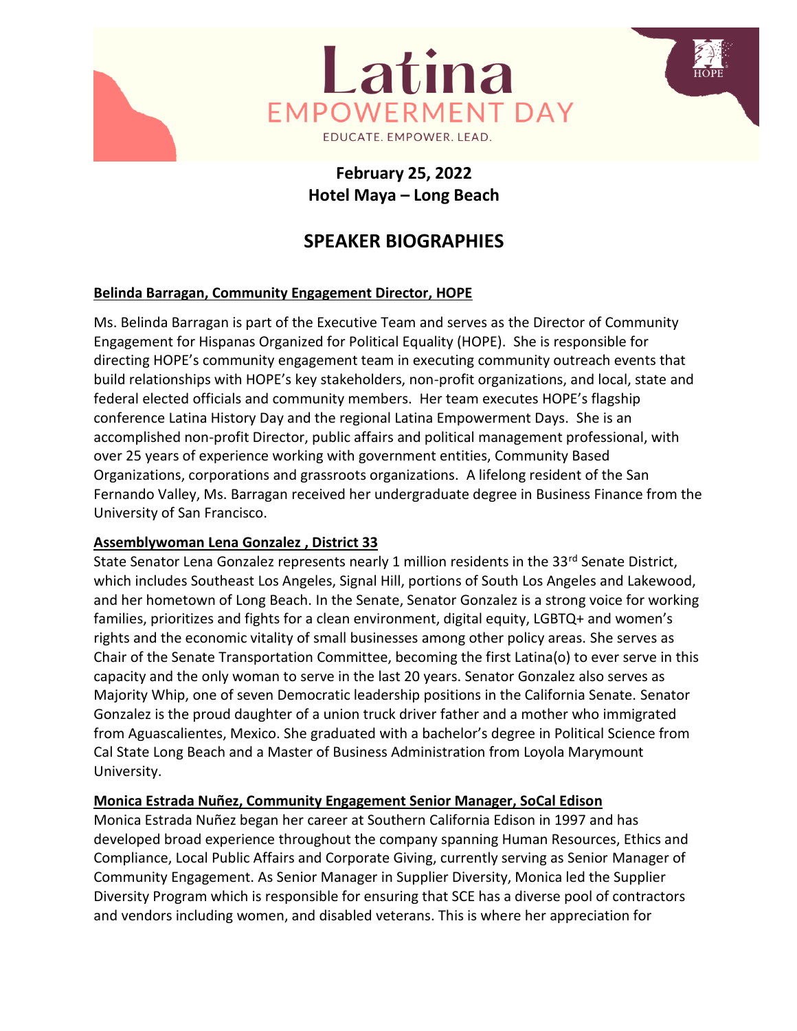# Latina
## EMPOWERMENT DAY
EDUCATE. EMPOWER. LEAD.

**February 25, 2022**
**Hotel Maya – Long Beach**

## SPEAKER BIOGRAPHIES

**Belinda Barragan, Community Engagement Director, HOPE**

Ms. Belinda Barragan is part of the Executive Team and serves as the Director of Community Engagement for Hispanas Organized for Political Equality (HOPE). She is responsible for directing HOPE's community engagement team in executing community outreach events that build relationships with HOPE's key stakeholders, non-profit organizations, and local, state and federal elected officials and community members. Her team executes HOPE's flagship conference Latina History Day and the regional Latina Empowerment Days. She is an accomplished non-profit Director, public affairs and political management professional, with over 25 years of experience working with government entities, Community Based Organizations, corporations and grassroots organizations. A lifelong resident of the San Fernando Valley, Ms. Barragan received her undergraduate degree in Business Finance from the University of San Francisco.

**Assemblywoman Lena Gonzalez , District 33**

State Senator Lena Gonzalez represents nearly 1 million residents in the 33rd Senate District, which includes Southeast Los Angeles, Signal Hill, portions of South Los Angeles and Lakewood, and her hometown of Long Beach. In the Senate, Senator Gonzalez is a strong voice for working families, prioritizes and fights for a clean environment, digital equity, LGBTQ+ and women's rights and the economic vitality of small businesses among other policy areas. She serves as Chair of the Senate Transportation Committee, becoming the first Latina(o) to ever serve in this capacity and the only woman to serve in the last 20 years. Senator Gonzalez also serves as Majority Whip, one of seven Democratic leadership positions in the California Senate. Senator Gonzalez is the proud daughter of a union truck driver father and a mother who immigrated from Aguascalientes, Mexico. She graduated with a bachelor's degree in Political Science from Cal State Long Beach and a Master of Business Administration from Loyola Marymount University.

**Monica Estrada Nuñez, Community Engagement Senior Manager, SoCal Edison**

Monica Estrada Nuñez began her career at Southern California Edison in 1997 and has developed broad experience throughout the company spanning Human Resources, Ethics and Compliance, Local Public Affairs and Corporate Giving, currently serving as Senior Manager of Community Engagement. As Senior Manager in Supplier Diversity, Monica led the Supplier Diversity Program which is responsible for ensuring that SCE has a diverse pool of contractors and vendors including women, and disabled veterans. This is where her appreciation for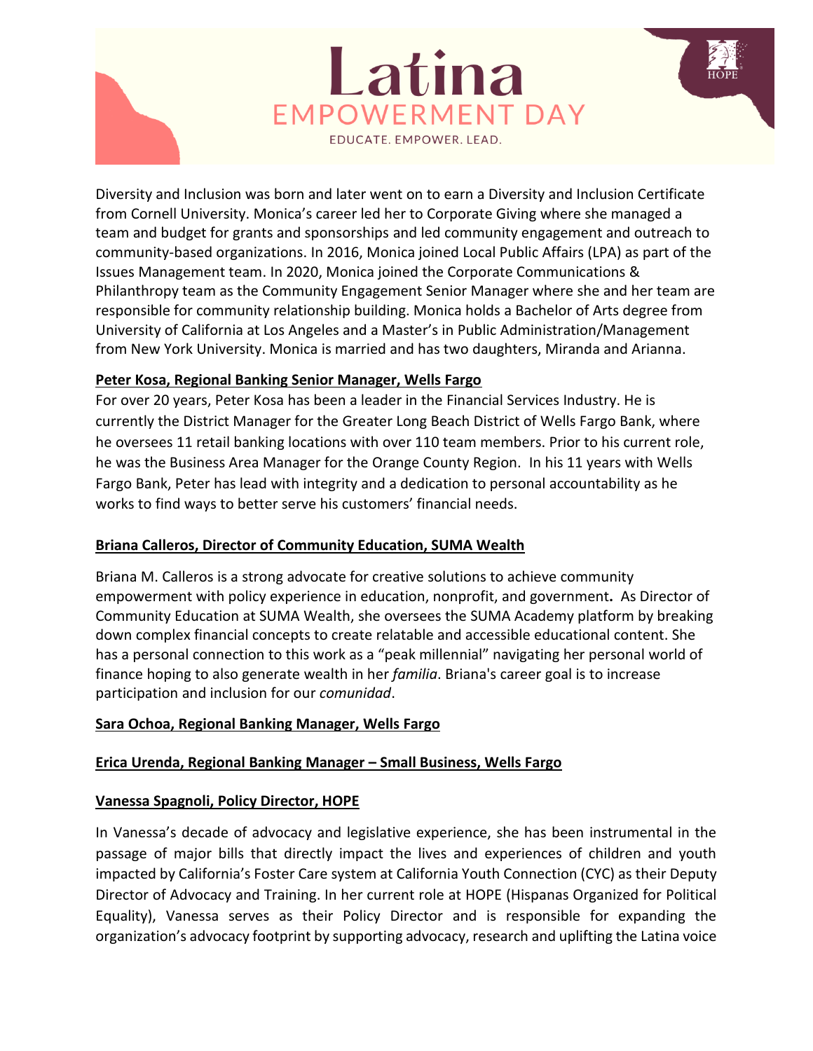Diversity and Inclusion was born and later went on to earn a Diversity and Inclusion Certificate from Cornell University. Monica's career led her to Corporate Giving where she managed a team and budget for grants and sponsorships and led community engagement and outreach to community-based organizations. In 2016, Monica joined Local Public Affairs (LPA) as part of the Issues Management team. In 2020, Monica joined the Corporate Communications & Philanthropy team as the Community Engagement Senior Manager where she and her team are responsible for community relationship building. Monica holds a Bachelor of Arts degree from University of California at Los Angeles and a Master's in Public Administration/Management from New York University. Monica is married and has two daughters, Miranda and Arianna.

**Peter Kosa, Regional Banking Senior Manager, Wells Fargo**

For over 20 years, Peter Kosa has been a leader in the Financial Services Industry. He is currently the District Manager for the Greater Long Beach District of Wells Fargo Bank, where he oversees 11 retail banking locations with over 110 team members. Prior to his current role, he was the Business Area Manager for the Orange County Region. In his 11 years with Wells Fargo Bank, Peter has lead with integrity and a dedication to personal accountability as he works to find ways to better serve his customers' financial needs.

**Briana Calleros, Director of Community Education, SUMA Wealth**

Briana M. Calleros is a strong advocate for creative solutions to achieve community empowerment with policy experience in education, nonprofit, and government**.** As Director of Community Education at SUMA Wealth, she oversees the SUMA Academy platform by breaking down complex financial concepts to create relatable and accessible educational content. She has a personal connection to this work as a "peak millennial" navigating her personal world of finance hoping to also generate wealth in her *familia*. Briana's career goal is to increase participation and inclusion for our *comunidad*.

**Sara Ochoa, Regional Banking Manager, Wells Fargo**

**Erica Urenda, Regional Banking Manager – Small Business, Wells Fargo**

**Vanessa Spagnoli, Policy Director, HOPE**

In Vanessa's decade of advocacy and legislative experience, she has been instrumental in the passage of major bills that directly impact the lives and experiences of children and youth impacted by California's Foster Care system at California Youth Connection (CYC) as their Deputy Director of Advocacy and Training. In her current role at HOPE (Hispanas Organized for Political Equality), Vanessa serves as their Policy Director and is responsible for expanding the organization's advocacy footprint by supporting advocacy, research and uplifting the Latina voice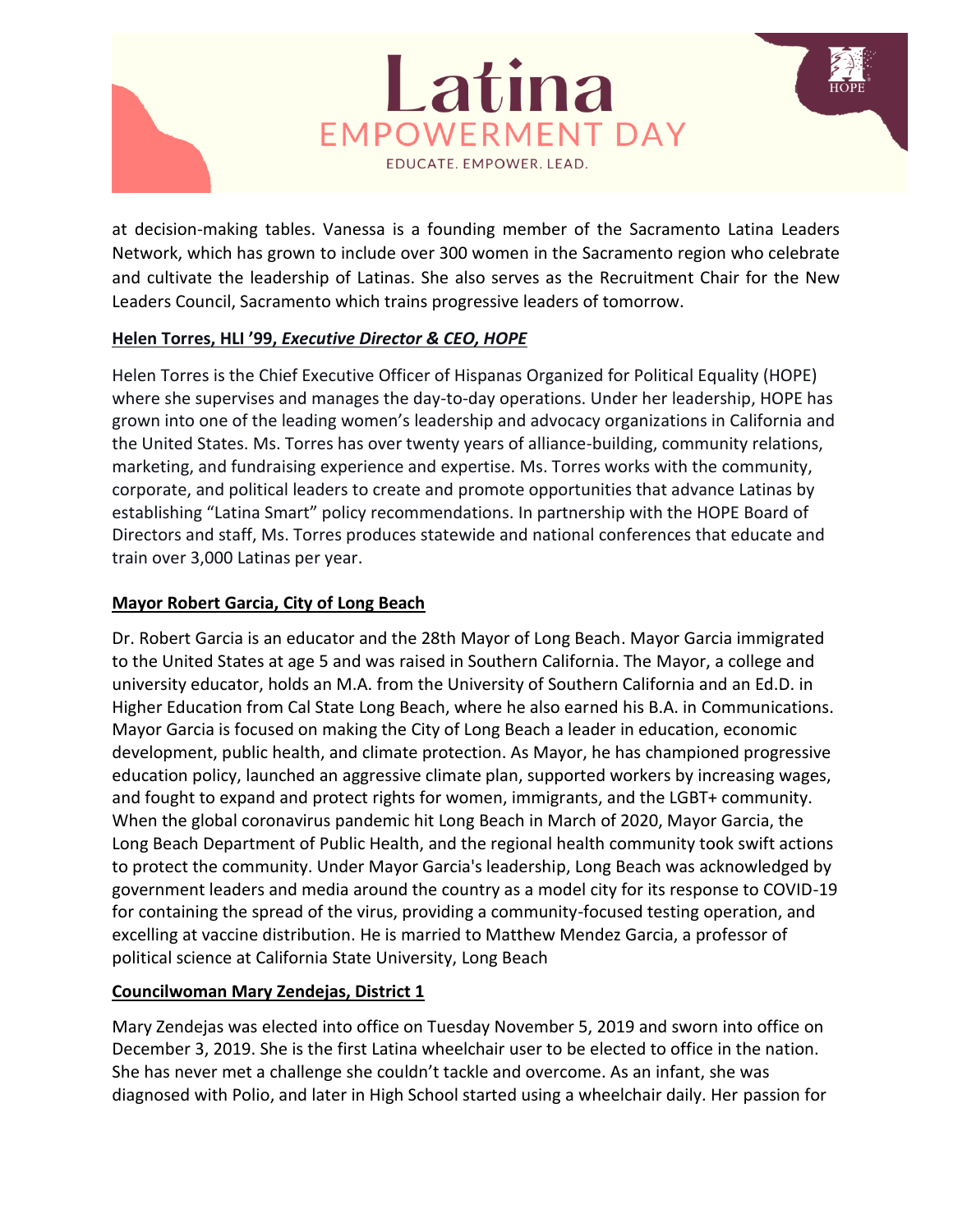at decision-making tables. Vanessa is a founding member of the Sacramento Latina Leaders Network, which has grown to include over 300 women in the Sacramento region who celebrate and cultivate the leadership of Latinas. She also serves as the Recruitment Chair for the New Leaders Council, Sacramento which trains progressive leaders of tomorrow.

**Helen Torres, HLI '99, *Executive Director & CEO, HOPE***

Helen Torres is the Chief Executive Officer of Hispanas Organized for Political Equality (HOPE) where she supervises and manages the day-to-day operations. Under her leadership, HOPE has grown into one of the leading women's leadership and advocacy organizations in California and the United States. Ms. Torres has over twenty years of alliance-building, community relations, marketing, and fundraising experience and expertise. Ms. Torres works with the community, corporate, and political leaders to create and promote opportunities that advance Latinas by establishing "Latina Smart" policy recommendations. In partnership with the HOPE Board of Directors and staff, Ms. Torres produces statewide and national conferences that educate and train over 3,000 Latinas per year.

**Mayor Robert Garcia, City of Long Beach**

Dr. Robert Garcia is an educator and the 28th Mayor of Long Beach. Mayor Garcia immigrated to the United States at age 5 and was raised in Southern California. The Mayor, a college and university educator, holds an M.A. from the University of Southern California and an Ed.D. in Higher Education from Cal State Long Beach, where he also earned his B.A. in Communications. Mayor Garcia is focused on making the City of Long Beach a leader in education, economic development, public health, and climate protection. As Mayor, he has championed progressive education policy, launched an aggressive climate plan, supported workers by increasing wages, and fought to expand and protect rights for women, immigrants, and the LGBT+ community. When the global coronavirus pandemic hit Long Beach in March of 2020, Mayor Garcia, the Long Beach Department of Public Health, and the regional health community took swift actions to protect the community. Under Mayor Garcia's leadership, Long Beach was acknowledged by government leaders and media around the country as a model city for its response to COVID-19 for containing the spread of the virus, providing a community-focused testing operation, and excelling at vaccine distribution. He is married to Matthew Mendez Garcia, a professor of political science at California State University, Long Beach

**Councilwoman Mary Zendejas, District 1**

Mary Zendejas was elected into office on Tuesday November 5, 2019 and sworn into office on December 3, 2019. She is the first Latina wheelchair user to be elected to office in the nation. She has never met a challenge she couldn't tackle and overcome. As an infant, she was diagnosed with Polio, and later in High School started using a wheelchair daily. Her passion for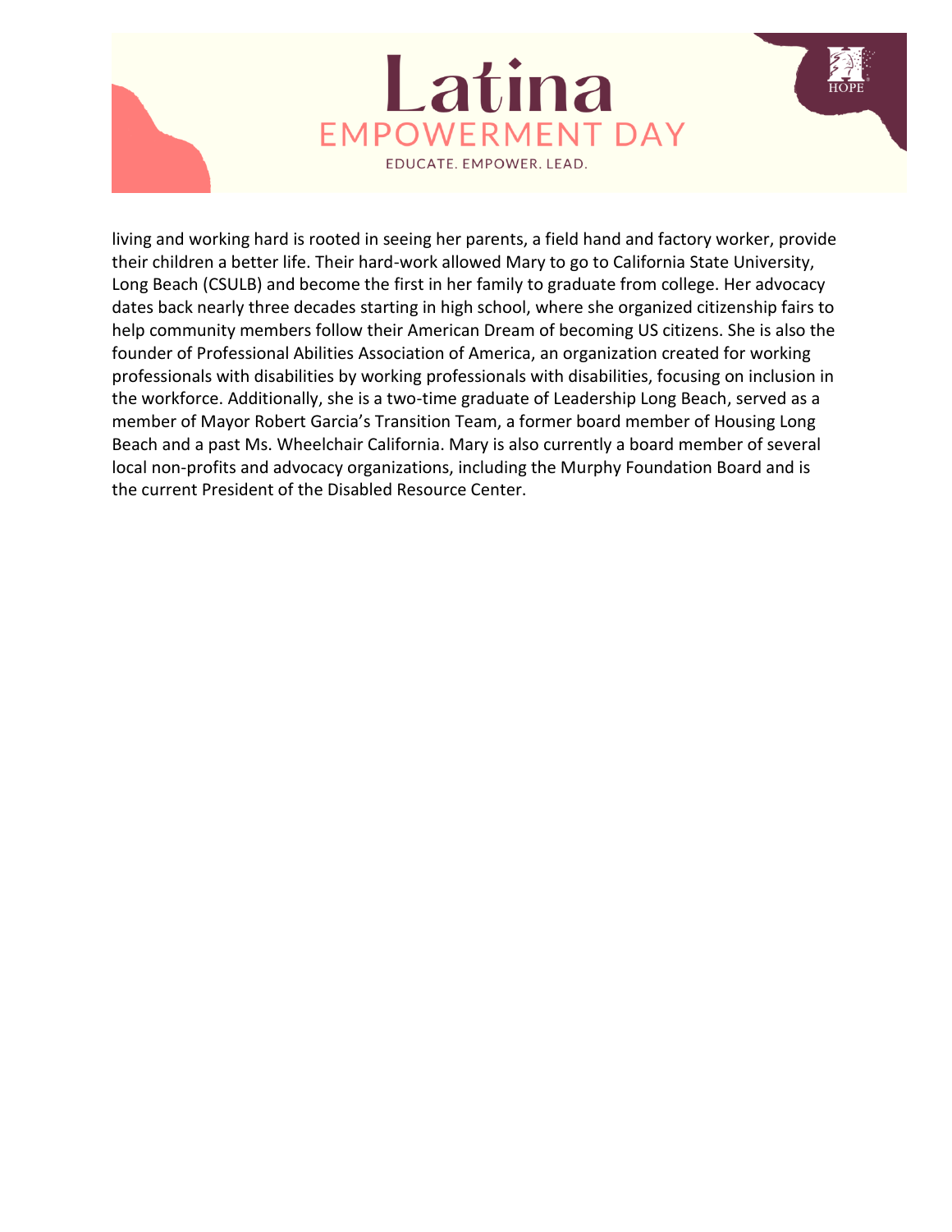living and working hard is rooted in seeing her parents, a field hand and factory worker, provide their children a better life. Their hard-work allowed Mary to go to California State University, Long Beach (CSULB) and become the first in her family to graduate from college. Her advocacy dates back nearly three decades starting in high school, where she organized citizenship fairs to help community members follow their American Dream of becoming US citizens. She is also the founder of Professional Abilities Association of America, an organization created for working professionals with disabilities by working professionals with disabilities, focusing on inclusion in the workforce. Additionally, she is a two-time graduate of Leadership Long Beach, served as a member of Mayor Robert Garcia's Transition Team, a former board member of Housing Long Beach and a past Ms. Wheelchair California. Mary is also currently a board member of several local non-profits and advocacy organizations, including the Murphy Foundation Board and is the current President of the Disabled Resource Center.